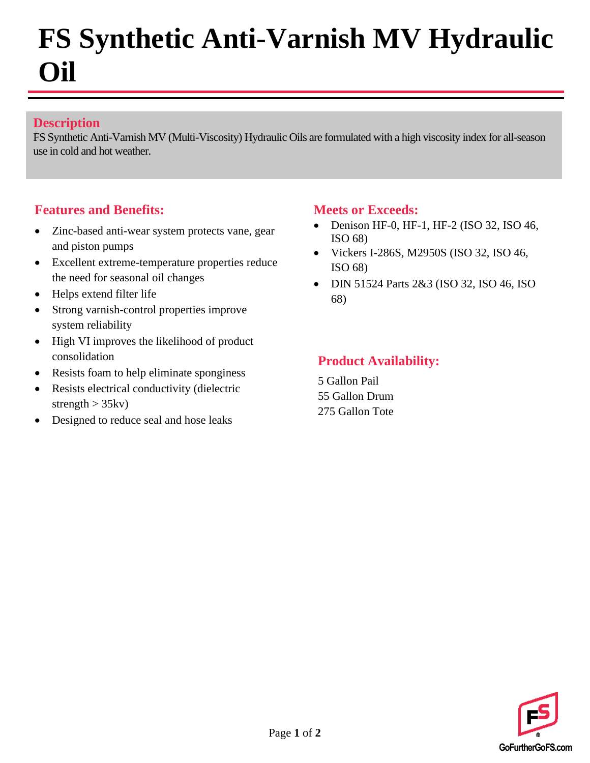# FS Synthetic Anti-Varnish MV Hydraulic Oil

## Description

FS Synthetic Anti-Varnish MV (Multi-Viscosity) Hydraulic Oils are formulated with a high viscosity index for all-season use in cold and hot weather.

## Features and Benefits:

- Zinc-based anti-wear system protects vane, gear and piston pumps
- Excellent extreme-temperature properties reduce the need for seasonal oil changes
- Helps extend filter life
- Strong varnish-control properties improve system reliability
- High VI improves the likelihood of product consolidation
- Resists foam to help eliminate sponginess
- Resists electrical conductivity (dielectric strength > 35kv)
- Designed to reduce seal and hose leaks

## Meets or Exceeds:

- Denison HF-0, HF-1, HF-2 (ISO 32, ISO 46, ISO 68)
- Vickers I-286S, M2950S (ISO 32, ISO 46, ISO 68)
- DIN 51524 Parts 2&3 (ISO 32, ISO 46, ISO 68)

## Product Availability:

5 Gallon Pail
55 Gallon Drum
275 Gallon Tote

GoFurtherGoFS.com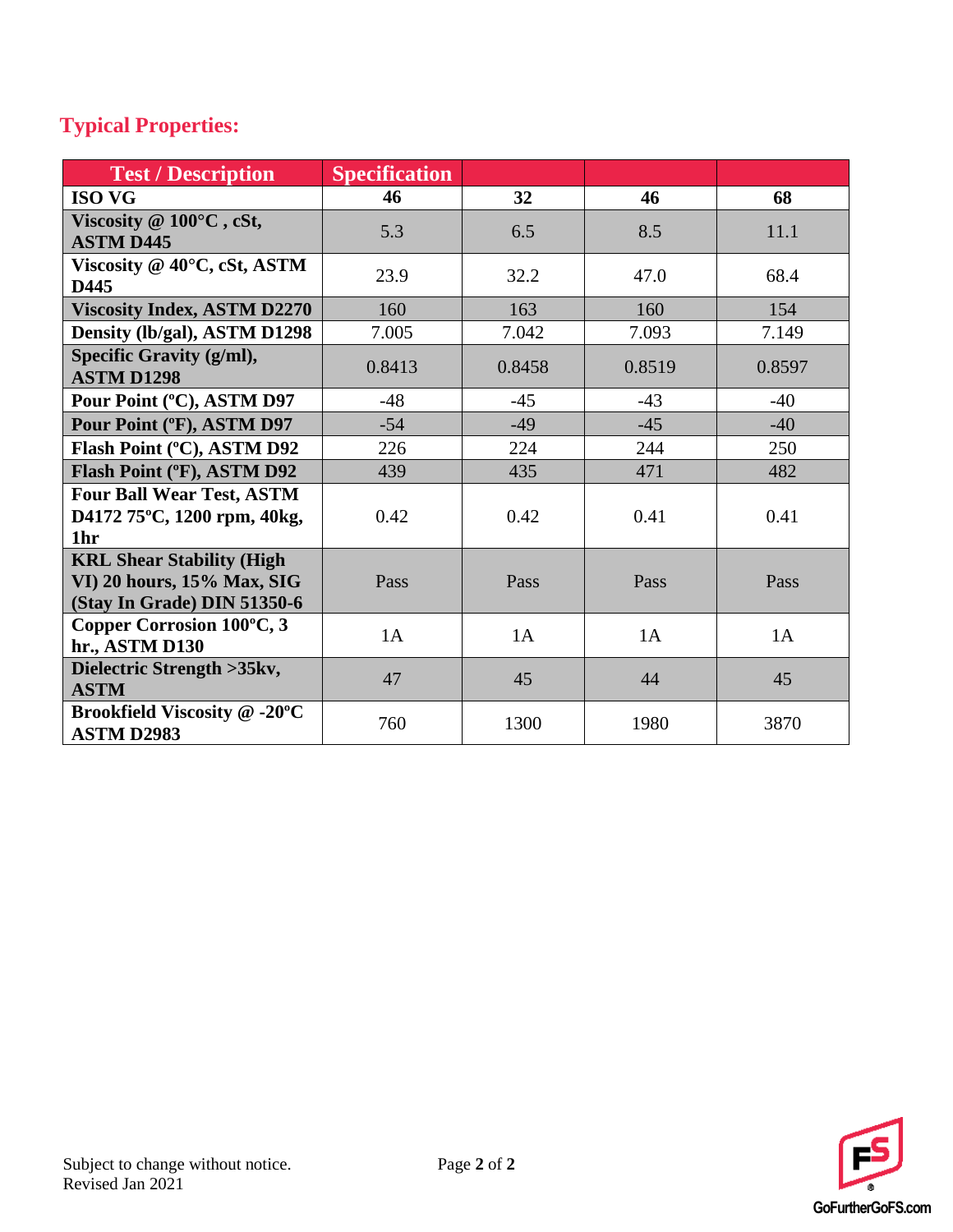## Typical Properties:

| Test / Description | Specification | | | |
|---|---|---|---|---|
| **ISO VG** | **46** | **32** | **46** | **68** |
| **Viscosity @ 100°C , cSt, ASTM D445** | 5.3 | 6.5 | 8.5 | 11.1 |
| **Viscosity @ 40°C, cSt, ASTM D445** | 23.9 | 32.2 | 47.0 | 68.4 |
| **Viscosity Index, ASTM D2270** | 160 | 163 | 160 | 154 |
| **Density (lb/gal), ASTM D1298** | 7.005 | 7.042 | 7.093 | 7.149 |
| **Specific Gravity (g/ml), ASTM D1298** | 0.8413 | 0.8458 | 0.8519 | 0.8597 |
| **Pour Point (ºC), ASTM D97** | -48 | -45 | -43 | -40 |
| **Pour Point (ºF), ASTM D97** | -54 | -49 | -45 | -40 |
| **Flash Point (ºC), ASTM D92** | 226 | 224 | 244 | 250 |
| **Flash Point (ºF), ASTM D92** | 439 | 435 | 471 | 482 |
| **Four Ball Wear Test, ASTM D4172 75ºC, 1200 rpm, 40kg, 1hr** | 0.42 | 0.42 | 0.41 | 0.41 |
| **KRL Shear Stability (High VI) 20 hours, 15% Max, SIG (Stay In Grade) DIN 51350-6** | Pass | Pass | Pass | Pass |
| **Copper Corrosion 100ºC, 3 hr., ASTM D130** | 1A | 1A | 1A | 1A |
| **Dielectric Strength >35kv, ASTM** | 47 | 45 | 44 | 45 |
| **Brookfield Viscosity @ -20ºC ASTM D2983** | 760 | 1300 | 1980 | 3870 |

Subject to change without notice.
Revised Jan 2021

GoFurtherGoFS.com